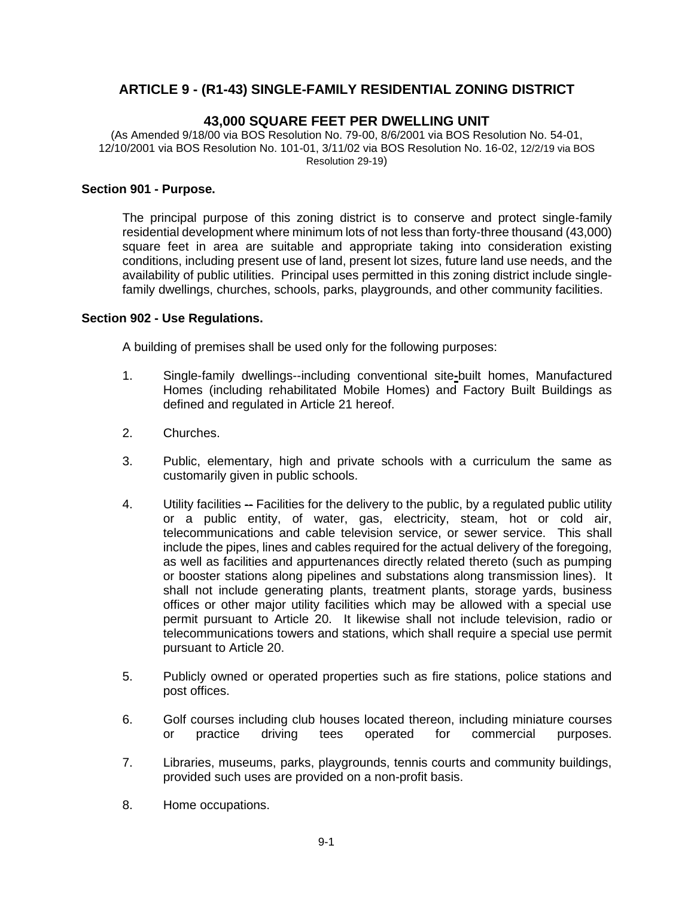# ARTICLE 9 - (R1-43) SINGLE-FAMILY RESIDENTIAL ZONING DISTRICT

## 43,000 SQUARE FEET PER DWELLING UNIT

(As Amended 9/18/00 via BOS Resolution No. 79-00, 8/6/2001 via BOS Resolution No. 54-01, 12/10/2001 via BOS Resolution No. 101-01, 3/11/02 via BOS Resolution No. 16-02, 12/2/19 via BOS Resolution 29-19)

### Section 901 - Purpose.

The principal purpose of this zoning district is to conserve and protect single-family residential development where minimum lots of not less than forty-three thousand (43,000) square feet in area are suitable and appropriate taking into consideration existing conditions, including present use of land, present lot sizes, future land use needs, and the availability of public utilities. Principal uses permitted in this zoning district include single-family dwellings, churches, schools, parks, playgrounds, and other community facilities.

### Section 902 - Use Regulations.

A building of premises shall be used only for the following purposes:

1. Single-family dwellings--including conventional site-built homes, Manufactured Homes (including rehabilitated Mobile Homes) and Factory Built Buildings as defined and regulated in Article 21 hereof.

2. Churches.

3. Public, elementary, high and private schools with a curriculum the same as customarily given in public schools.

4. Utility facilities -- Facilities for the delivery to the public, by a regulated public utility or a public entity, of water, gas, electricity, steam, hot or cold air, telecommunications and cable television service, or sewer service. This shall include the pipes, lines and cables required for the actual delivery of the foregoing, as well as facilities and appurtenances directly related thereto (such as pumping or booster stations along pipelines and substations along transmission lines). It shall not include generating plants, treatment plants, storage yards, business offices or other major utility facilities which may be allowed with a special use permit pursuant to Article 20. It likewise shall not include television, radio or telecommunications towers and stations, which shall require a special use permit pursuant to Article 20.

5. Publicly owned or operated properties such as fire stations, police stations and post offices.

6. Golf courses including club houses located thereon, including miniature courses or practice driving tees operated for commercial purposes.

7. Libraries, museums, parks, playgrounds, tennis courts and community buildings, provided such uses are provided on a non-profit basis.

8. Home occupations.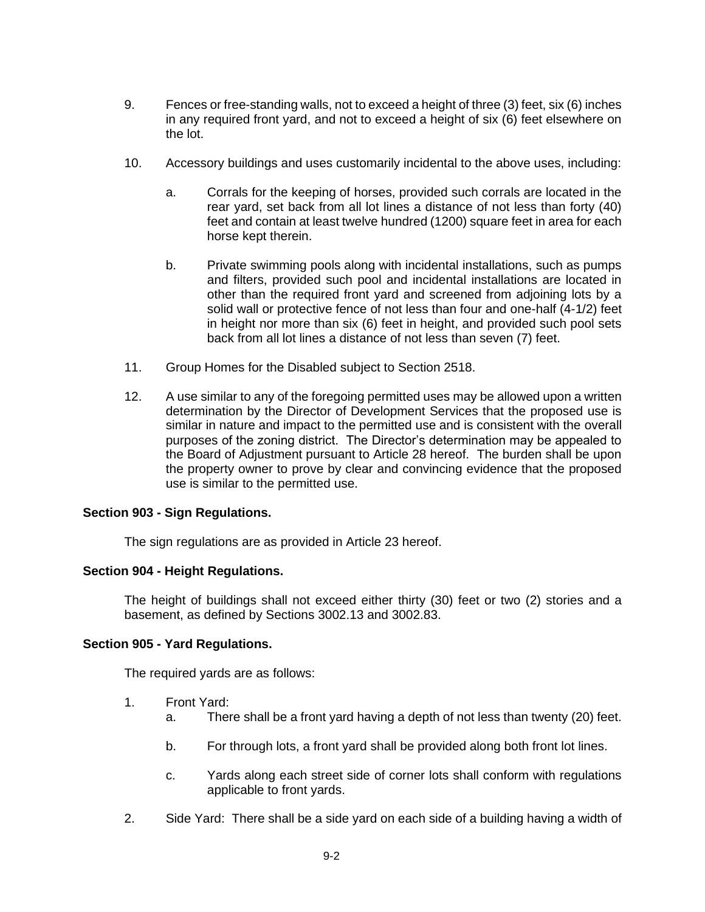9. Fences or free-standing walls, not to exceed a height of three (3) feet, six (6) inches in any required front yard, and not to exceed a height of six (6) feet elsewhere on the lot.

10. Accessory buildings and uses customarily incidental to the above uses, including:

    a. Corrals for the keeping of horses, provided such corrals are located in the rear yard, set back from all lot lines a distance of not less than forty (40) feet and contain at least twelve hundred (1200) square feet in area for each horse kept therein.

    b. Private swimming pools along with incidental installations, such as pumps and filters, provided such pool and incidental installations are located in other than the required front yard and screened from adjoining lots by a solid wall or protective fence of not less than four and one-half (4-1/2) feet in height nor more than six (6) feet in height, and provided such pool sets back from all lot lines a distance of not less than seven (7) feet.

11. Group Homes for the Disabled subject to Section 2518.

12. A use similar to any of the foregoing permitted uses may be allowed upon a written determination by the Director of Development Services that the proposed use is similar in nature and impact to the permitted use and is consistent with the overall purposes of the zoning district. The Director's determination may be appealed to the Board of Adjustment pursuant to Article 28 hereof. The burden shall be upon the property owner to prove by clear and convincing evidence that the proposed use is similar to the permitted use.

**Section 903 - Sign Regulations.**

The sign regulations are as provided in Article 23 hereof.

**Section 904 - Height Regulations.**

The height of buildings shall not exceed either thirty (30) feet or two (2) stories and a basement, as defined by Sections 3002.13 and 3002.83.

**Section 905 - Yard Regulations.**

The required yards are as follows:

1. Front Yard:
    a. There shall be a front yard having a depth of not less than twenty (20) feet.

    b. For through lots, a front yard shall be provided along both front lot lines.

    c. Yards along each street side of corner lots shall conform with regulations applicable to front yards.

2. Side Yard: There shall be a side yard on each side of a building having a width of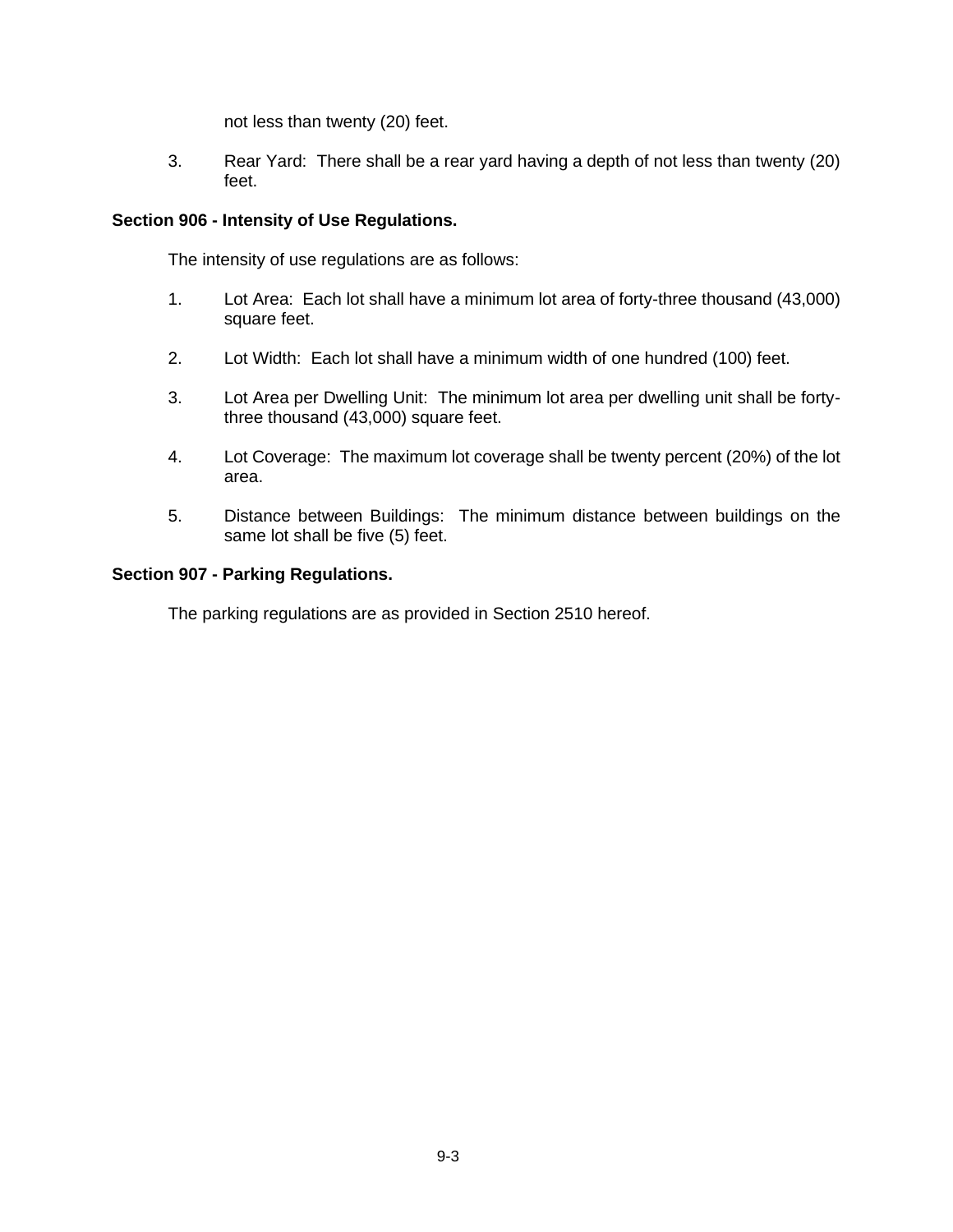not less than twenty (20) feet.

3. Rear Yard: There shall be a rear yard having a depth of not less than twenty (20) feet.

**Section 906 - Intensity of Use Regulations.**

The intensity of use regulations are as follows:

1. Lot Area: Each lot shall have a minimum lot area of forty-three thousand (43,000) square feet.

2. Lot Width: Each lot shall have a minimum width of one hundred (100) feet.

3. Lot Area per Dwelling Unit: The minimum lot area per dwelling unit shall be forty-three thousand (43,000) square feet.

4. Lot Coverage: The maximum lot coverage shall be twenty percent (20%) of the lot area.

5. Distance between Buildings: The minimum distance between buildings on the same lot shall be five (5) feet.

**Section 907 - Parking Regulations.**

The parking regulations are as provided in Section 2510 hereof.